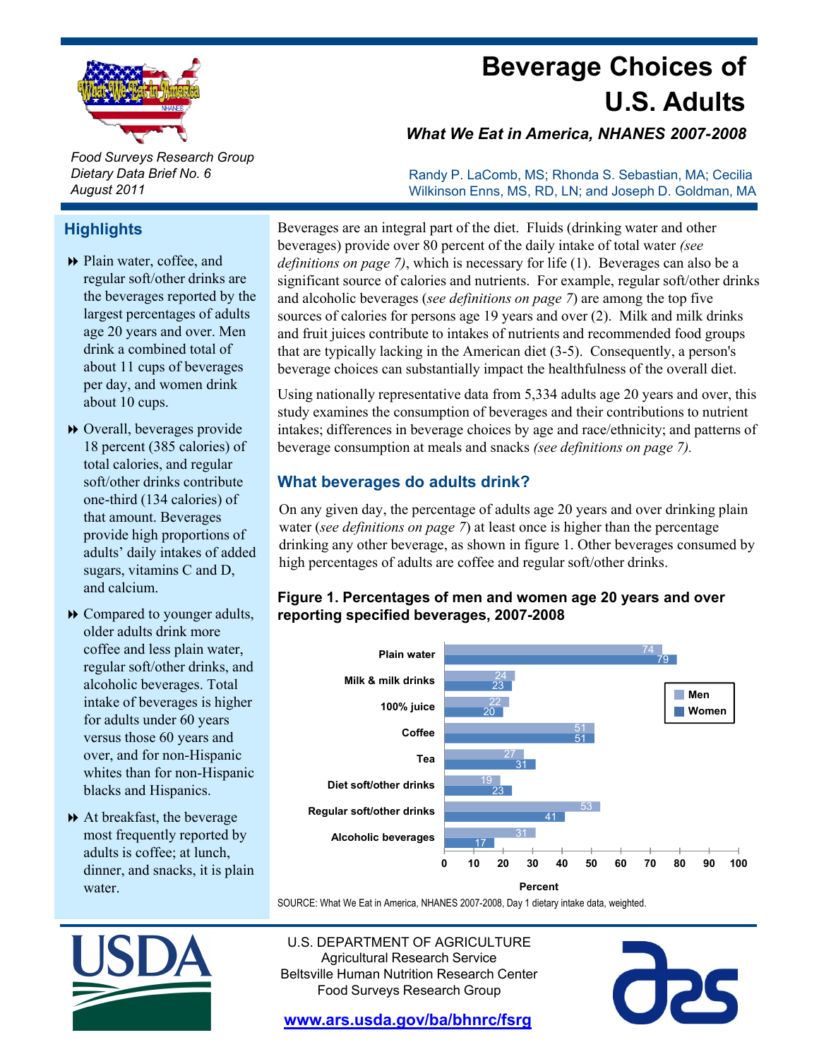# Beverage Choices of U.S. Adults

*What We Eat in America, NHANES 2007-2008*

*Food Surveys Research Group*
*Dietary Data Brief No. 6*
*August 2011*

Randy P. LaComb, MS; Rhonda S. Sebastian, MA; Cecilia Wilkinson Enns, MS, RD, LN; and Joseph D. Goldman, MA

## Highlights

- Plain water, coffee, and regular soft/other drinks are the beverages reported by the largest percentages of adults age 20 years and over. Men drink a combined total of about 11 cups of beverages per day, and women drink about 10 cups.
- Overall, beverages provide 18 percent (385 calories) of total calories, and regular soft/other drinks contribute one-third (134 calories) of that amount. Beverages provide high proportions of adults' daily intakes of added sugars, vitamins C and D, and calcium.
- Compared to younger adults, older adults drink more coffee and less plain water, regular soft/other drinks, and alcoholic beverages. Total intake of beverages is higher for adults under 60 years versus those 60 years and over, and for non-Hispanic whites than for non-Hispanic blacks and Hispanics.
- At breakfast, the beverage most frequently reported by adults is coffee; at lunch, dinner, and snacks, it is plain water.

Beverages are an integral part of the diet. Fluids (drinking water and other beverages) provide over 80 percent of the daily intake of total water *(see definitions on page 7)*, which is necessary for life (1). Beverages can also be a significant source of calories and nutrients. For example, regular soft/other drinks and alcoholic beverages (*see definitions on page 7*) are among the top five sources of calories for persons age 19 years and over (2). Milk and milk drinks and fruit juices contribute to intakes of nutrients and recommended food groups that are typically lacking in the American diet (3-5). Consequently, a person's beverage choices can substantially impact the healthfulness of the overall diet.

Using nationally representative data from 5,334 adults age 20 years and over, this study examines the consumption of beverages and their contributions to nutrient intakes; differences in beverage choices by age and race/ethnicity; and patterns of beverage consumption at meals and snacks *(see definitions on page 7).*

## What beverages do adults drink?

On any given day, the percentage of adults age 20 years and over drinking plain water (*see definitions on page 7*) at least once is higher than the percentage drinking any other beverage, as shown in figure 1. Other beverages consumed by high percentages of adults are coffee and regular soft/other drinks.

**Figure 1. Percentages of men and women age 20 years and over reporting specified beverages, 2007-2008**

| Beverage | Men (%) | Women (%) |
|---|---|---|
| Plain water | 74 | 79 |
| Milk & milk drinks | 24 | 23 |
| 100% juice | 22 | 20 |
| Coffee | 51 | 51 |
| Tea | 27 | 31 |
| Diet soft/other drinks | 19 | 23 |
| Regular soft/other drinks | 53 | 41 |
| Alcoholic beverages | 31 | 17 |

SOURCE: What We Eat in America, NHANES 2007-2008, Day 1 dietary intake data, weighted.

U.S. DEPARTMENT OF AGRICULTURE
Agricultural Research Service
Beltsville Human Nutrition Research Center
Food Surveys Research Group

www.ars.usda.gov/ba/bhnrc/fsrg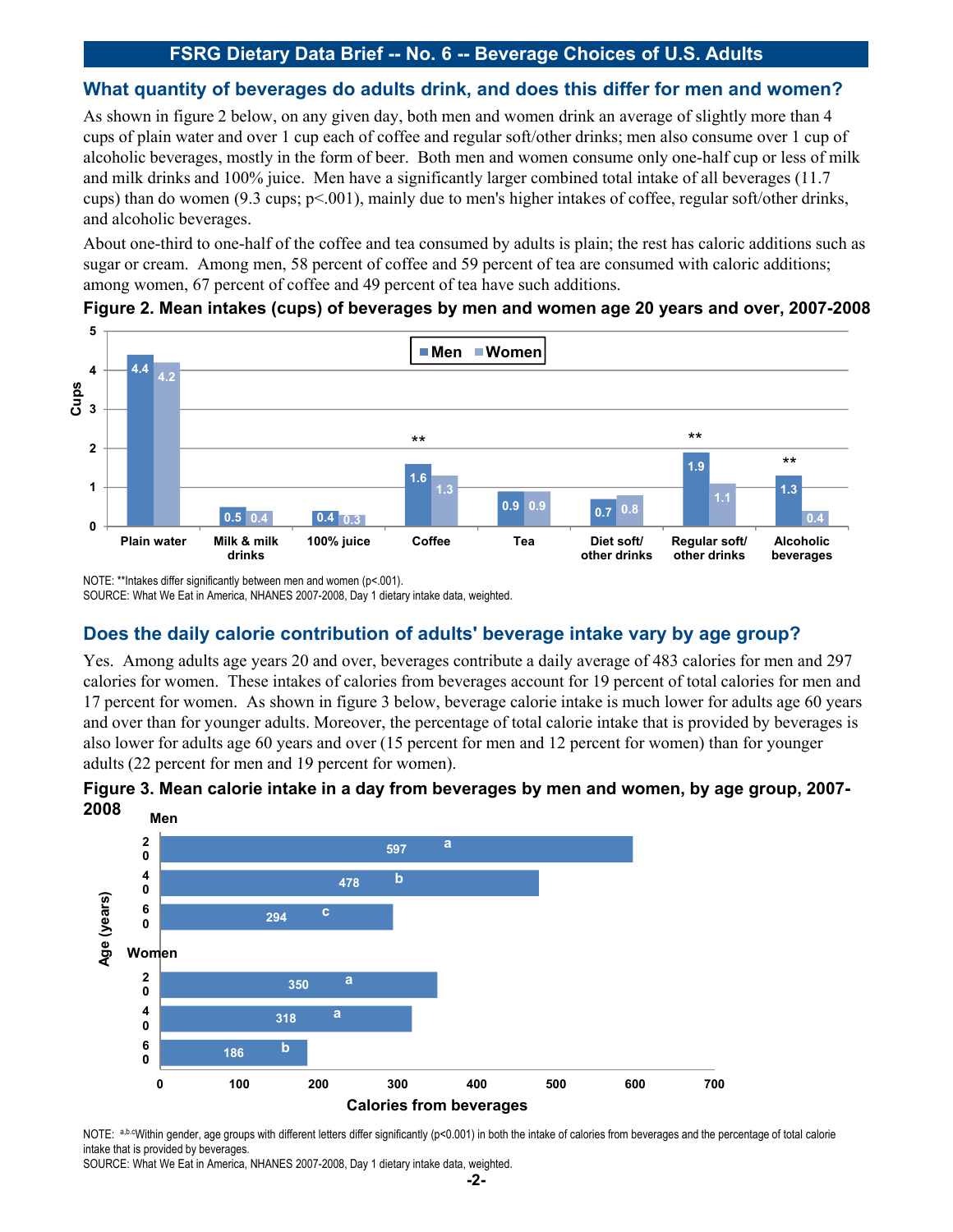## What quantity of beverages do adults drink, and does this differ for men and women?

As shown in figure 2 below, on any given day, both men and women drink an average of slightly more than 4 cups of plain water and over 1 cup each of coffee and regular soft/other drinks; men also consume over 1 cup of alcoholic beverages, mostly in the form of beer. Both men and women consume only one-half cup or less of milk and milk drinks and 100% juice. Men have a significantly larger combined total intake of all beverages (11.7 cups) than do women (9.3 cups; p<.001), mainly due to men's higher intakes of coffee, regular soft/other drinks, and alcoholic beverages.

About one-third to one-half of the coffee and tea consumed by adults is plain; the rest has caloric additions such as sugar or cream. Among men, 58 percent of coffee and 59 percent of tea are consumed with caloric additions; among women, 67 percent of coffee and 49 percent of tea have such additions.

**Figure 2. Mean intakes (cups) of beverages by men and women age 20 years and over, 2007-2008**

| Beverage | Men | Women |
|---|---|---|
| Plain water | 4.4 | 4.2 |
| Milk & milk drinks | 0.5 | 0.4 |
| 100% juice | 0.4 | 0.3 |
| Coffee** | 1.6 | 1.3 |
| Tea | 0.9 | 0.9 |
| Diet soft/ other drinks | 0.7 | 0.8 |
| Regular soft/ other drinks** | 1.9 | 1.1 |
| Alcoholic beverages** | 1.3 | 0.4 |

NOTE: **Intakes differ significantly between men and women (p<.001).
SOURCE: What We Eat in America, NHANES 2007-2008, Day 1 dietary intake data, weighted.

## Does the daily calorie contribution of adults' beverage intake vary by age group?

Yes. Among adults age years 20 and over, beverages contribute a daily average of 483 calories for men and 297 calories for women. These intakes of calories from beverages account for 19 percent of total calories for men and 17 percent for women. As shown in figure 3 below, beverage calorie intake is much lower for adults age 60 years and over than for younger adults. Moreover, the percentage of total calorie intake that is provided by beverages is also lower for adults age 60 years and over (15 percent for men and 12 percent for women) than for younger adults (22 percent for men and 19 percent for women).

**Figure 3. Mean calorie intake in a day from beverages by men and women, by age group, 2007-2008**

| Gender | Age (years) | Calories from beverages |
|---|---|---|
| Men | 20 | 597 [a] |
| Men | 40 | 478 [b] |
| Men | 60 | 294 [c] |
| Women | 20 | 350 [a] |
| Women | 40 | 318 [a] |
| Women | 60 | 186 [b] |

NOTE: [a,b,c]Within gender, age groups with different letters differ significantly (p<0.001) in both the intake of calories from beverages and the percentage of total calorie intake that is provided by beverages.
SOURCE: What We Eat in America, NHANES 2007-2008, Day 1 dietary intake data, weighted.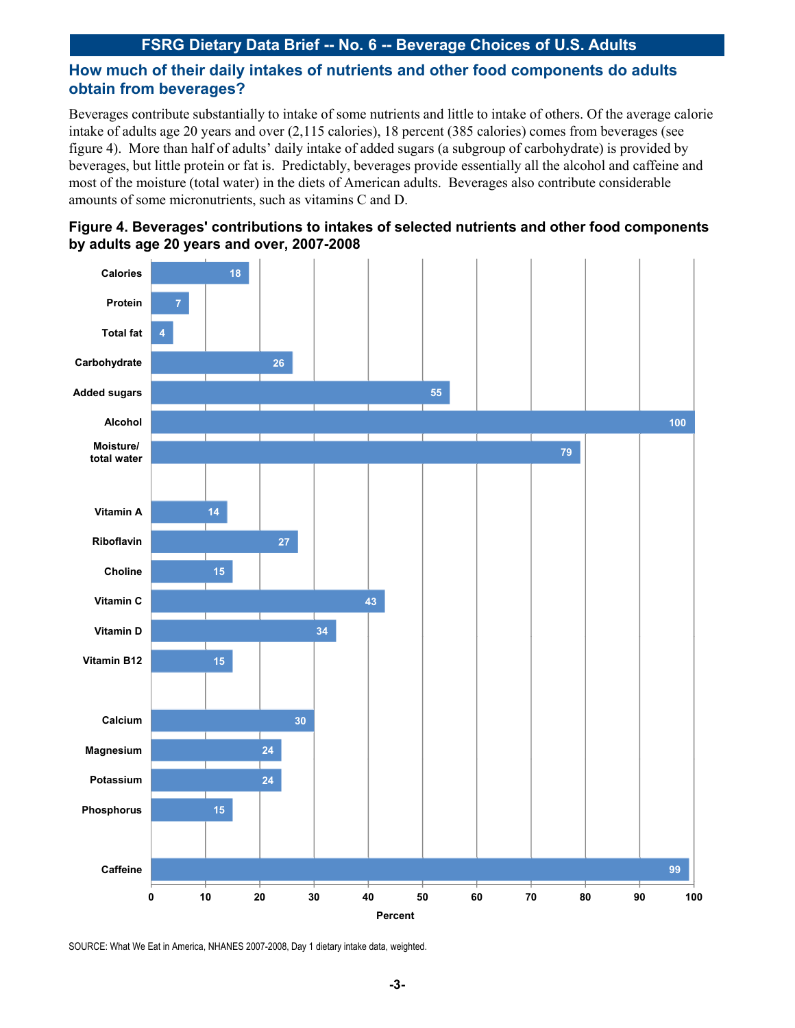## How much of their daily intakes of nutrients and other food components do adults obtain from beverages?

Beverages contribute substantially to intake of some nutrients and little to intake of others. Of the average calorie intake of adults age 20 years and over (2,115 calories), 18 percent (385 calories) comes from beverages (see figure 4). More than half of adults' daily intake of added sugars (a subgroup of carbohydrate) is provided by beverages, but little protein or fat is. Predictably, beverages provide essentially all the alcohol and caffeine and most of the moisture (total water) in the diets of American adults. Beverages also contribute considerable amounts of some micronutrients, such as vitamins C and D.

**Figure 4. Beverages' contributions to intakes of selected nutrients and other food components by adults age 20 years and over, 2007-2008**

| Nutrient / food component | Percent |
| --- | --- |
| Calories | 18 |
| Protein | 7 |
| Total fat | 4 |
| Carbohydrate | 26 |
| Added sugars | 55 |
| Alcohol | 100 |
| Moisture/ total water | 79 |
| Vitamin A | 14 |
| Riboflavin | 27 |
| Choline | 15 |
| Vitamin C | 43 |
| Vitamin D | 34 |
| Vitamin B12 | 15 |
| Calcium | 30 |
| Magnesium | 24 |
| Potassium | 24 |
| Phosphorus | 15 |
| Caffeine | 99 |

SOURCE: What We Eat in America, NHANES 2007-2008, Day 1 dietary intake data, weighted.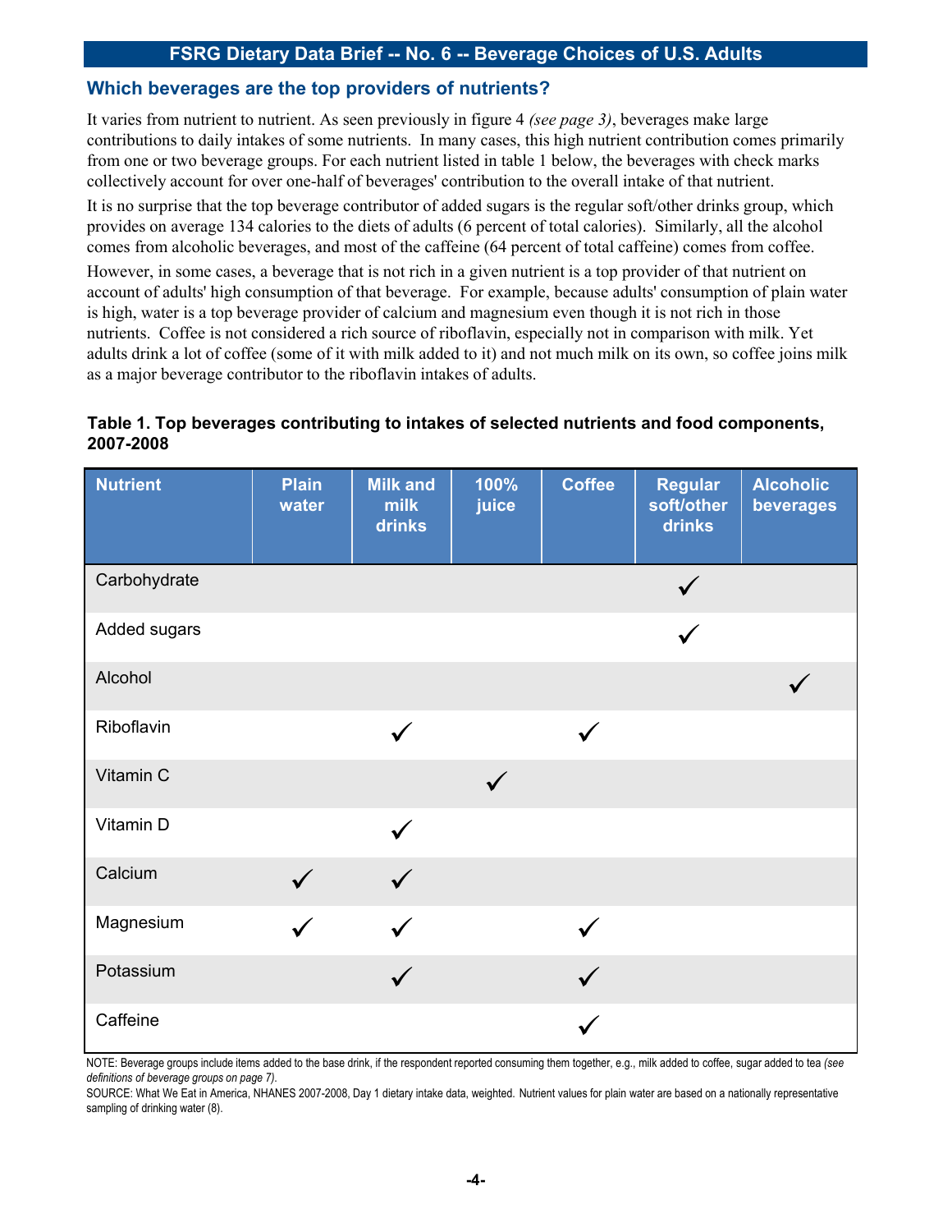## Which beverages are the top providers of nutrients?

It varies from nutrient to nutrient. As seen previously in figure 4 *(see page 3)*, beverages make large contributions to daily intakes of some nutrients. In many cases, this high nutrient contribution comes primarily from one or two beverage groups. For each nutrient listed in table 1 below, the beverages with check marks collectively account for over one-half of beverages' contribution to the overall intake of that nutrient.

It is no surprise that the top beverage contributor of added sugars is the regular soft/other drinks group, which provides on average 134 calories to the diets of adults (6 percent of total calories). Similarly, all the alcohol comes from alcoholic beverages, and most of the caffeine (64 percent of total caffeine) comes from coffee.

However, in some cases, a beverage that is not rich in a given nutrient is a top provider of that nutrient on account of adults' high consumption of that beverage. For example, because adults' consumption of plain water is high, water is a top beverage provider of calcium and magnesium even though it is not rich in those nutrients. Coffee is not considered a rich source of riboflavin, especially not in comparison with milk. Yet adults drink a lot of coffee (some of it with milk added to it) and not much milk on its own, so coffee joins milk as a major beverage contributor to the riboflavin intakes of adults.

**Table 1. Top beverages contributing to intakes of selected nutrients and food components, 2007-2008**

| Nutrient | Plain water | Milk and milk drinks | 100% juice | Coffee | Regular soft/other drinks | Alcoholic beverages |
|---|---|---|---|---|---|---|
| Carbohydrate | | | | | ✓ | |
| Added sugars | | | | | ✓ | |
| Alcohol | | | | | | ✓ |
| Riboflavin | | ✓ | | ✓ | | |
| Vitamin C | | | ✓ | | | |
| Vitamin D | | ✓ | | | | |
| Calcium | ✓ | ✓ | | | | |
| Magnesium | ✓ | ✓ | | ✓ | | |
| Potassium | | ✓ | | ✓ | | |
| Caffeine | | | | ✓ | | |

NOTE: Beverage groups include items added to the base drink, if the respondent reported consuming them together, e.g., milk added to coffee, sugar added to tea *(see definitions of beverage groups on page 7)*.

SOURCE: What We Eat in America, NHANES 2007-2008, Day 1 dietary intake data, weighted. Nutrient values for plain water are based on a nationally representative sampling of drinking water (8).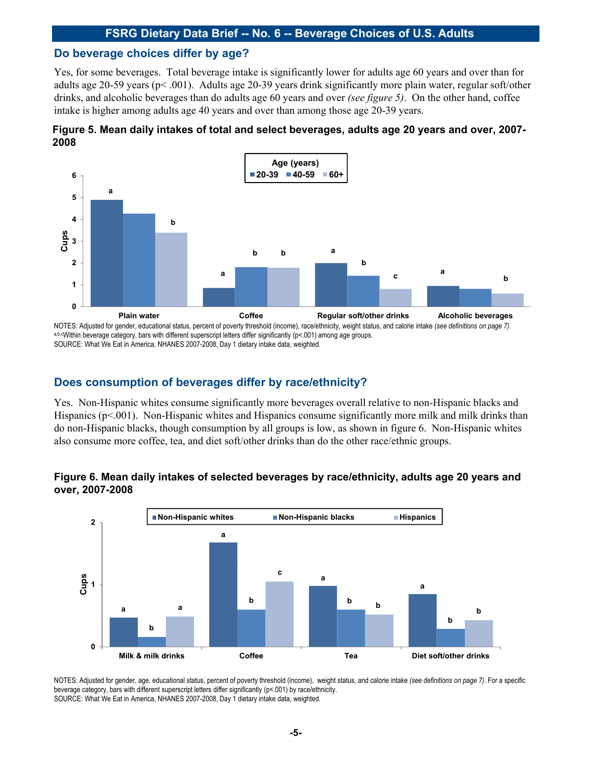## Do beverage choices differ by age?

Yes, for some beverages. Total beverage intake is significantly lower for adults age 60 years and over than for adults age 20-59 years ($p < .001$). Adults age 20-39 years drink significantly more plain water, regular soft/other drinks, and alcoholic beverages than do adults age 60 years and over *(see figure 5)*. On the other hand, coffee intake is higher among adults age 40 years and over than among those age 20-39 years.

**Figure 5. Mean daily intakes of total and select beverages, adults age 20 years and over, 2007-2008**

NOTES: Adjusted for gender, educational status, percent of poverty threshold (income), race/ethnicity, weight status, and calorie intake *(see definitions on page 7)*.
[a,b,c]Within beverage category, bars with different superscript letters differ significantly ($p<.001$) among age groups.
SOURCE: What We Eat in America, NHANES 2007-2008, Day 1 dietary intake data, weighted.

## Does consumption of beverages differ by race/ethnicity?

Yes. Non-Hispanic whites consume significantly more beverages overall relative to non-Hispanic blacks and Hispanics ($p<.001$). Non-Hispanic whites and Hispanics consume significantly more milk and milk drinks than do non-Hispanic blacks, though consumption by all groups is low, as shown in figure 6. Non-Hispanic whites also consume more coffee, tea, and diet soft/other drinks than do the other race/ethnic groups.

**Figure 6. Mean daily intakes of selected beverages by race/ethnicity, adults age 20 years and over, 2007-2008**

NOTES: Adjusted for gender, age, educational status, percent of poverty threshold (income), weight status, and calorie intake *(see definitions on page 7)*. For a specific beverage category, bars with different superscript letters differ significantly ($p<.001$) by race/ethnicity.
SOURCE: What We Eat in America, NHANES 2007-2008, Day 1 dietary intake data, weighted.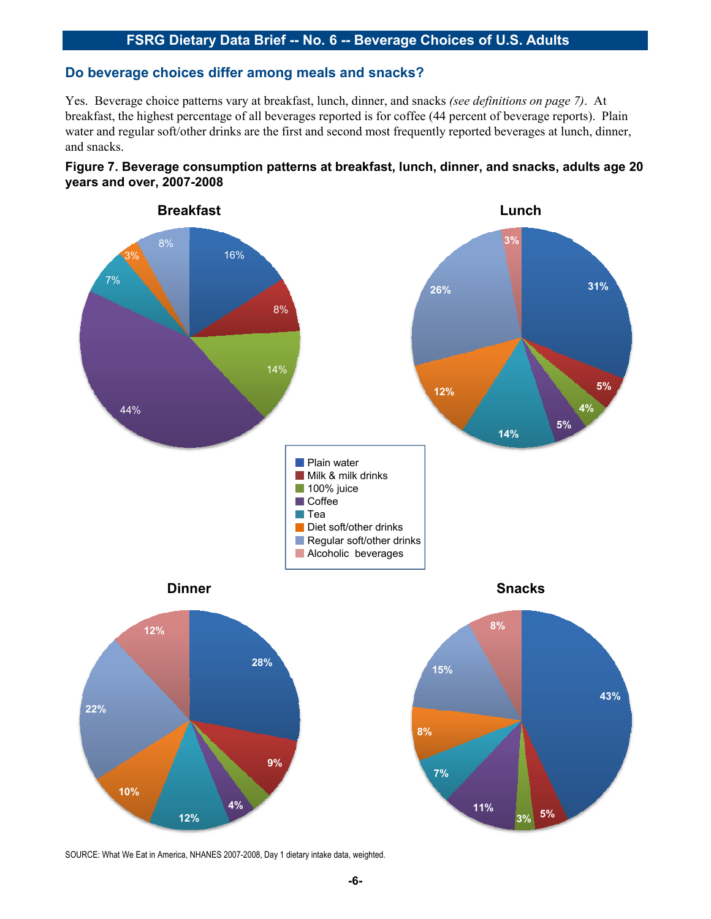## Do beverage choices differ among meals and snacks?

Yes. Beverage choice patterns vary at breakfast, lunch, dinner, and snacks *(see definitions on page 7)*. At breakfast, the highest percentage of all beverages reported is for coffee (44 percent of beverage reports). Plain water and regular soft/other drinks are the first and second most frequently reported beverages at lunch, dinner, and snacks.

**Figure 7. Beverage consumption patterns at breakfast, lunch, dinner, and snacks, adults age 20 years and over, 2007-2008**

| Beverage | Breakfast | Lunch | Dinner | Snacks |
|---|---|---|---|---|
| Plain water | 16% | 31% | 28% | 43% |
| Milk & milk drinks | 8% | 5% | 9% | 5% |
| 100% juice | 14% | 4% | | 3% |
| Coffee | 44% | 5% | 4% | 11% |
| Tea | 7% | 14% | 12% | 7% |
| Diet soft/other drinks | 3% | 12% | 10% | 8% |
| Regular soft/other drinks | 8% | 26% | 22% | 15% |
| Alcoholic beverages | | 3% | 12% | 8% |

SOURCE: What We Eat in America, NHANES 2007-2008, Day 1 dietary intake data, weighted.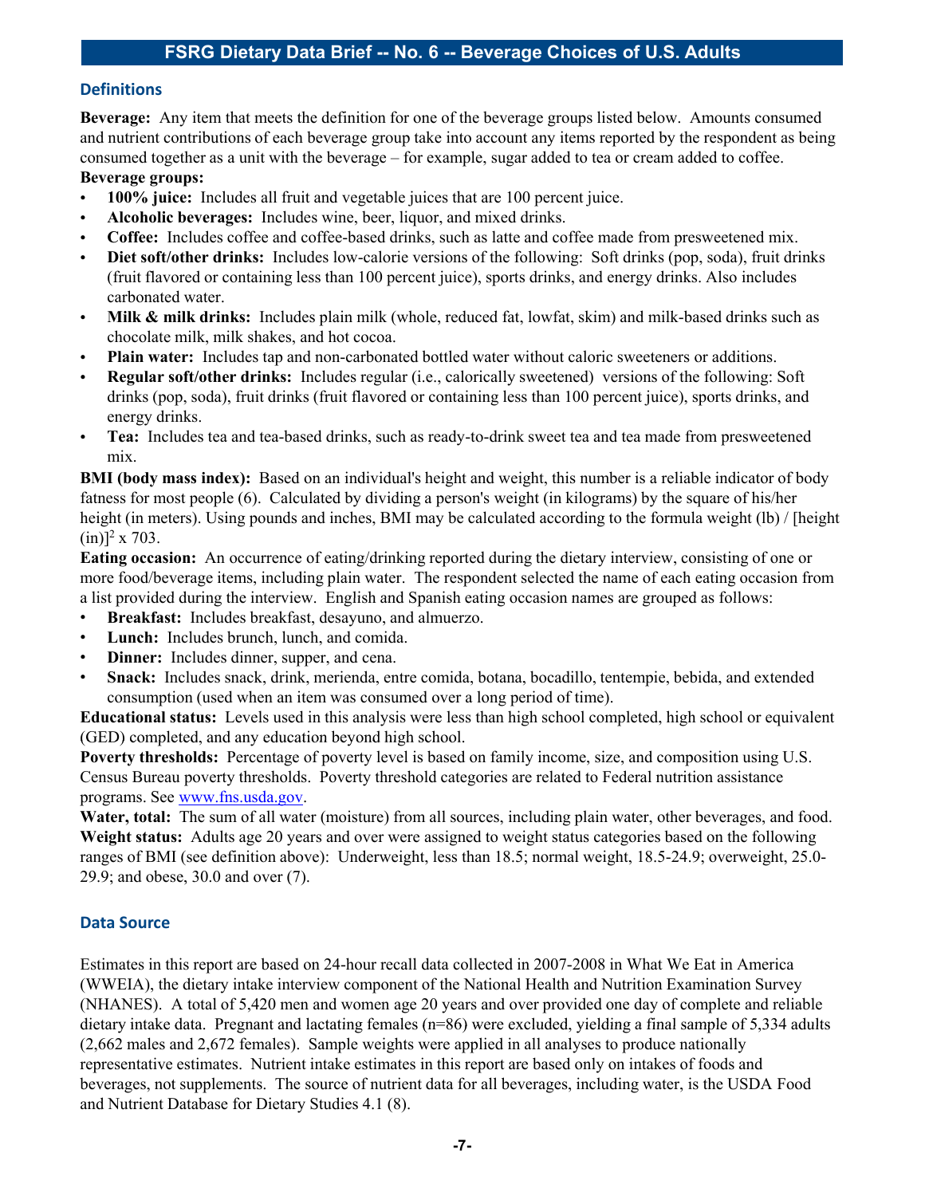## Definitions

**Beverage:** Any item that meets the definition for one of the beverage groups listed below. Amounts consumed and nutrient contributions of each beverage group take into account any items reported by the respondent as being consumed together as a unit with the beverage – for example, sugar added to tea or cream added to coffee.

**Beverage groups:**

- **100% juice:** Includes all fruit and vegetable juices that are 100 percent juice.
- **Alcoholic beverages:** Includes wine, beer, liquor, and mixed drinks.
- **Coffee:** Includes coffee and coffee-based drinks, such as latte and coffee made from presweetened mix.
- **Diet soft/other drinks:** Includes low-calorie versions of the following: Soft drinks (pop, soda), fruit drinks (fruit flavored or containing less than 100 percent juice), sports drinks, and energy drinks. Also includes carbonated water.
- **Milk & milk drinks:** Includes plain milk (whole, reduced fat, lowfat, skim) and milk-based drinks such as chocolate milk, milk shakes, and hot cocoa.
- **Plain water:** Includes tap and non-carbonated bottled water without caloric sweeteners or additions.
- **Regular soft/other drinks:** Includes regular (i.e., calorically sweetened) versions of the following: Soft drinks (pop, soda), fruit drinks (fruit flavored or containing less than 100 percent juice), sports drinks, and energy drinks.
- **Tea:** Includes tea and tea-based drinks, such as ready-to-drink sweet tea and tea made from presweetened mix.

**BMI (body mass index):** Based on an individual's height and weight, this number is a reliable indicator of body fatness for most people (6). Calculated by dividing a person's weight (in kilograms) by the square of his/her height (in meters). Using pounds and inches, BMI may be calculated according to the formula weight (lb) / $[\text{height (in)}]^2 \times 703$.

**Eating occasion:** An occurrence of eating/drinking reported during the dietary interview, consisting of one or more food/beverage items, including plain water. The respondent selected the name of each eating occasion from a list provided during the interview. English and Spanish eating occasion names are grouped as follows:

- **Breakfast:** Includes breakfast, desayuno, and almuerzo.
- **Lunch:** Includes brunch, lunch, and comida.
- **Dinner:** Includes dinner, supper, and cena.
- **Snack:** Includes snack, drink, merienda, entre comida, botana, bocadillo, tentempie, bebida, and extended consumption (used when an item was consumed over a long period of time).

**Educational status:** Levels used in this analysis were less than high school completed, high school or equivalent (GED) completed, and any education beyond high school.

**Poverty thresholds:** Percentage of poverty level is based on family income, size, and composition using U.S. Census Bureau poverty thresholds. Poverty threshold categories are related to Federal nutrition assistance programs. See www.fns.usda.gov.

**Water, total:** The sum of all water (moisture) from all sources, including plain water, other beverages, and food.

**Weight status:** Adults age 20 years and over were assigned to weight status categories based on the following ranges of BMI (see definition above): Underweight, less than 18.5; normal weight, 18.5-24.9; overweight, 25.0-29.9; and obese, 30.0 and over (7).

## Data Source

Estimates in this report are based on 24-hour recall data collected in 2007-2008 in What We Eat in America (WWEIA), the dietary intake interview component of the National Health and Nutrition Examination Survey (NHANES). A total of 5,420 men and women age 20 years and over provided one day of complete and reliable dietary intake data. Pregnant and lactating females (n=86) were excluded, yielding a final sample of 5,334 adults (2,662 males and 2,672 females). Sample weights were applied in all analyses to produce nationally representative estimates. Nutrient intake estimates in this report are based only on intakes of foods and beverages, not supplements. The source of nutrient data for all beverages, including water, is the USDA Food and Nutrient Database for Dietary Studies 4.1 (8).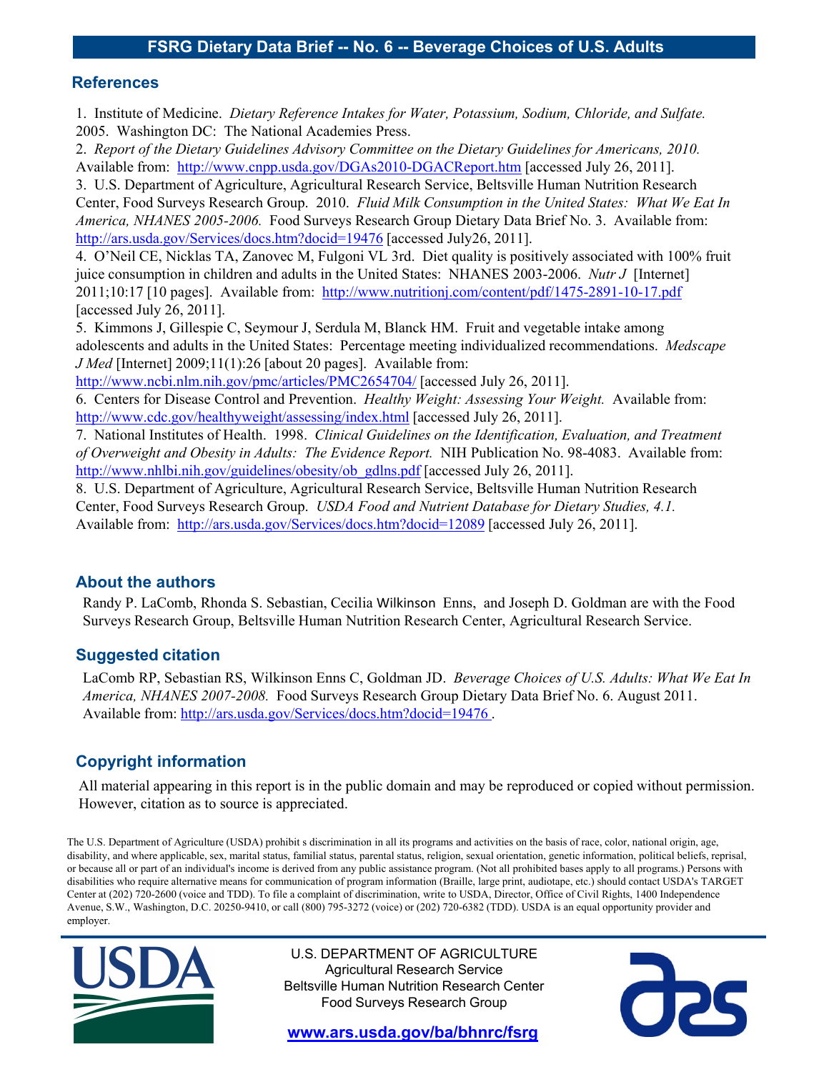## References

1. Institute of Medicine. *Dietary Reference Intakes for Water, Potassium, Sodium, Chloride, and Sulfate.* 2005. Washington DC: The National Academies Press.
2. *Report of the Dietary Guidelines Advisory Committee on the Dietary Guidelines for Americans, 2010.* Available from: http://www.cnpp.usda.gov/DGAs2010-DGACReport.htm [accessed July 26, 2011].
3. U.S. Department of Agriculture, Agricultural Research Service, Beltsville Human Nutrition Research Center, Food Surveys Research Group. 2010. *Fluid Milk Consumption in the United States: What We Eat In America, NHANES 2005-2006.* Food Surveys Research Group Dietary Data Brief No. 3. Available from: http://ars.usda.gov/Services/docs.htm?docid=19476 [accessed July26, 2011].
4. O'Neil CE, Nicklas TA, Zanovec M, Fulgoni VL 3rd. Diet quality is positively associated with 100% fruit juice consumption in children and adults in the United States: NHANES 2003-2006. *Nutr J* [Internet] 2011;10:17 [10 pages]. Available from: http://www.nutritionj.com/content/pdf/1475-2891-10-17.pdf [accessed July 26, 2011].
5. Kimmons J, Gillespie C, Seymour J, Serdula M, Blanck HM. Fruit and vegetable intake among adolescents and adults in the United States: Percentage meeting individualized recommendations. *Medscape J Med* [Internet] 2009;11(1):26 [about 20 pages]. Available from: http://www.ncbi.nlm.nih.gov/pmc/articles/PMC2654704/ [accessed July 26, 2011].
6. Centers for Disease Control and Prevention. *Healthy Weight: Assessing Your Weight.* Available from: http://www.cdc.gov/healthyweight/assessing/index.html [accessed July 26, 2011].
7. National Institutes of Health. 1998. *Clinical Guidelines on the Identification, Evaluation, and Treatment of Overweight and Obesity in Adults: The Evidence Report.* NIH Publication No. 98-4083. Available from: http://www.nhlbi.nih.gov/guidelines/obesity/ob_gdlns.pdf [accessed July 26, 2011].
8. U.S. Department of Agriculture, Agricultural Research Service, Beltsville Human Nutrition Research Center, Food Surveys Research Group. *USDA Food and Nutrient Database for Dietary Studies, 4.1.* Available from: http://ars.usda.gov/Services/docs.htm?docid=12089 [accessed July 26, 2011].

## About the authors

Randy P. LaComb, Rhonda S. Sebastian, Cecilia Wilkinson Enns, and Joseph D. Goldman are with the Food Surveys Research Group, Beltsville Human Nutrition Research Center, Agricultural Research Service.

## Suggested citation

LaComb RP, Sebastian RS, Wilkinson Enns C, Goldman JD. *Beverage Choices of U.S. Adults: What We Eat In America, NHANES 2007-2008.* Food Surveys Research Group Dietary Data Brief No. 6. August 2011. Available from: http://ars.usda.gov/Services/docs.htm?docid=19476 .

## Copyright information

All material appearing in this report is in the public domain and may be reproduced or copied without permission. However, citation as to source is appreciated.

The U.S. Department of Agriculture (USDA) prohibit s discrimination in all its programs and activities on the basis of race, color, national origin, age, disability, and where applicable, sex, marital status, familial status, parental status, religion, sexual orientation, genetic information, political beliefs, reprisal, or because all or part of an individual's income is derived from any public assistance program. (Not all prohibited bases apply to all programs.) Persons with disabilities who require alternative means for communication of program information (Braille, large print, audiotape, etc.) should contact USDA's TARGET Center at (202) 720-2600 (voice and TDD). To file a complaint of discrimination, write to USDA, Director, Office of Civil Rights, 1400 Independence Avenue, S.W., Washington, D.C. 20250-9410, or call (800) 795-3272 (voice) or (202) 720-6382 (TDD). USDA is an equal opportunity provider and employer.

U.S. DEPARTMENT OF AGRICULTURE
Agricultural Research Service
Beltsville Human Nutrition Research Center
Food Surveys Research Group

**www.ars.usda.gov/ba/bhnrc/fsrg**